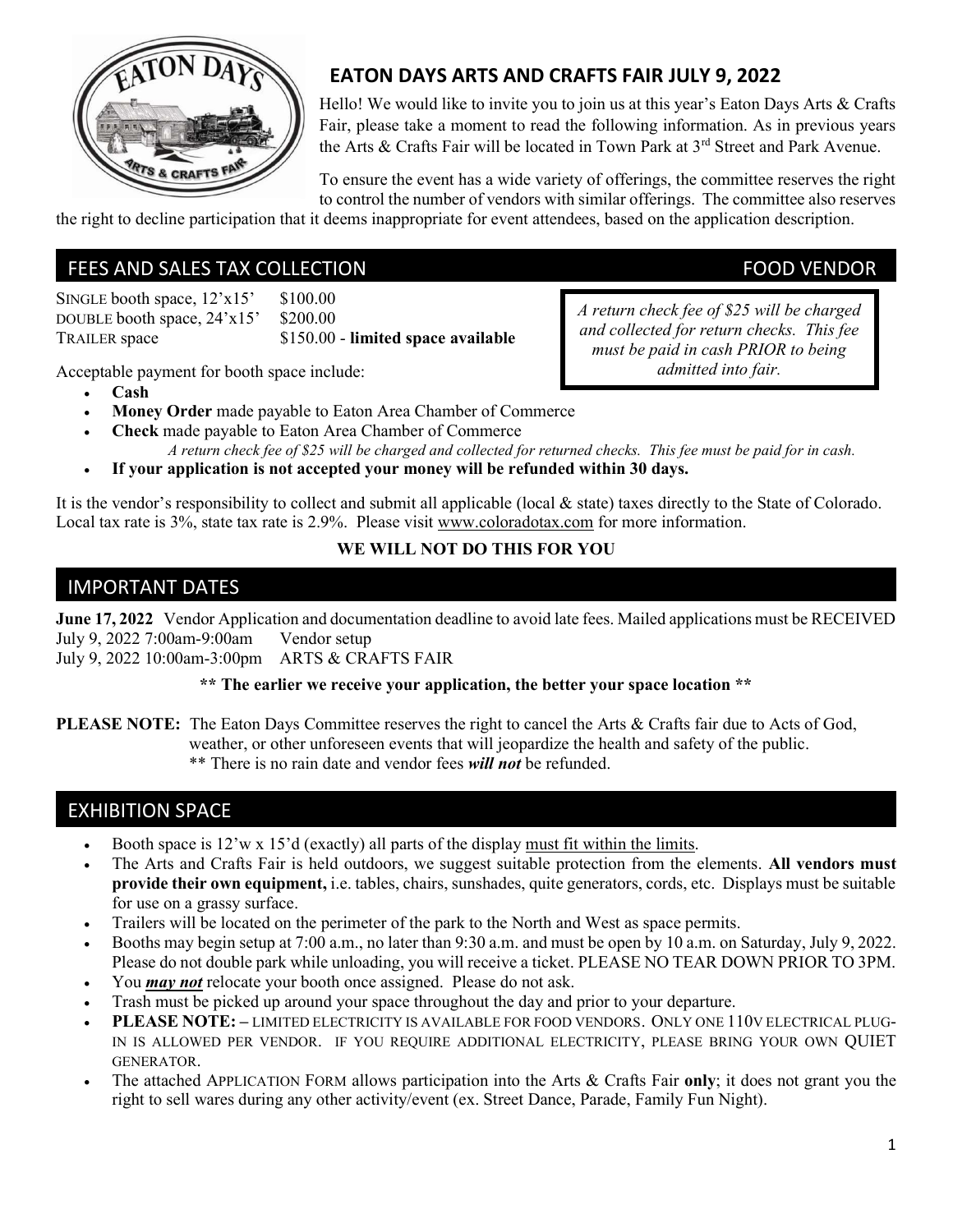# EATON DAYS ARTS AND CRAFTS FAIR JULY 9, 2022

Hello! We would like to invite you to join us at this year's Eaton Days Arts & Crafts Fair, please take a moment to read the following information. As in previous years the Arts & Crafts Fair will be located in Town Park at 3rd Street and Park Avenue.

To ensure the event has a wide variety of offerings, the committee reserves the right to control the number of vendors with similar offerings. The committee also reserves the right to decline participation that it deems inappropriate for event attendees, based on the application description.

## FEES AND SALES TAX COLLECTION FOOD VENDOR

| | |
|---|---|
| SINGLE booth space, 12'x15' | $100.00 |
| DOUBLE booth space, 24'x15' | $200.00 |
| TRAILER space | $150.00 - **limited space available** |

*A return check fee of $25 will be charged and collected for return checks. This fee must be paid in cash PRIOR to being admitted into fair.*

Acceptable payment for booth space include:

- **Cash**
- **Money Order** made payable to Eaton Area Chamber of Commerce
- **Check** made payable to Eaton Area Chamber of Commerce
  *A return check fee of $25 will be charged and collected for returned checks. This fee must be paid for in cash.*
- **If your application is not accepted your money will be refunded within 30 days.**

It is the vendor's responsibility to collect and submit all applicable (local & state) taxes directly to the State of Colorado. Local tax rate is 3%, state tax rate is 2.9%. Please visit www.coloradotax.com for more information.

**WE WILL NOT DO THIS FOR YOU**

## IMPORTANT DATES

**June 17, 2022** Vendor Application and documentation deadline to avoid late fees. Mailed applications must be RECEIVED
July 9, 2022 7:00am-9:00am Vendor setup
July 9, 2022 10:00am-3:00pm ARTS & CRAFTS FAIR

**\*\* The earlier we receive your application, the better your space location \*\***

**PLEASE NOTE:** The Eaton Days Committee reserves the right to cancel the Arts & Crafts fair due to Acts of God, weather, or other unforeseen events that will jeopardize the health and safety of the public.
\*\* There is no rain date and vendor fees ***will not*** be refunded.

## EXHIBITION SPACE

- Booth space is 12'w x 15'd (exactly) all parts of the display must fit within the limits.
- The Arts and Crafts Fair is held outdoors, we suggest suitable protection from the elements. **All vendors must provide their own equipment,** i.e. tables, chairs, sunshades, quite generators, cords, etc. Displays must be suitable for use on a grassy surface.
- Trailers will be located on the perimeter of the park to the North and West as space permits.
- Booths may begin setup at 7:00 a.m., no later than 9:30 a.m. and must be open by 10 a.m. on Saturday, July 9, 2022. Please do not double park while unloading, you will receive a ticket. PLEASE NO TEAR DOWN PRIOR TO 3PM.
- You ***may not*** relocate your booth once assigned. Please do not ask.
- Trash must be picked up around your space throughout the day and prior to your departure.
- **PLEASE NOTE: –** LIMITED ELECTRICITY IS AVAILABLE FOR FOOD VENDORS. ONLY ONE 110V ELECTRICAL PLUG-IN IS ALLOWED PER VENDOR. IF YOU REQUIRE ADDITIONAL ELECTRICITY, PLEASE BRING YOUR OWN QUIET GENERATOR.
- The attached APPLICATION FORM allows participation into the Arts & Crafts Fair **only**; it does not grant you the right to sell wares during any other activity/event (ex. Street Dance, Parade, Family Fun Night).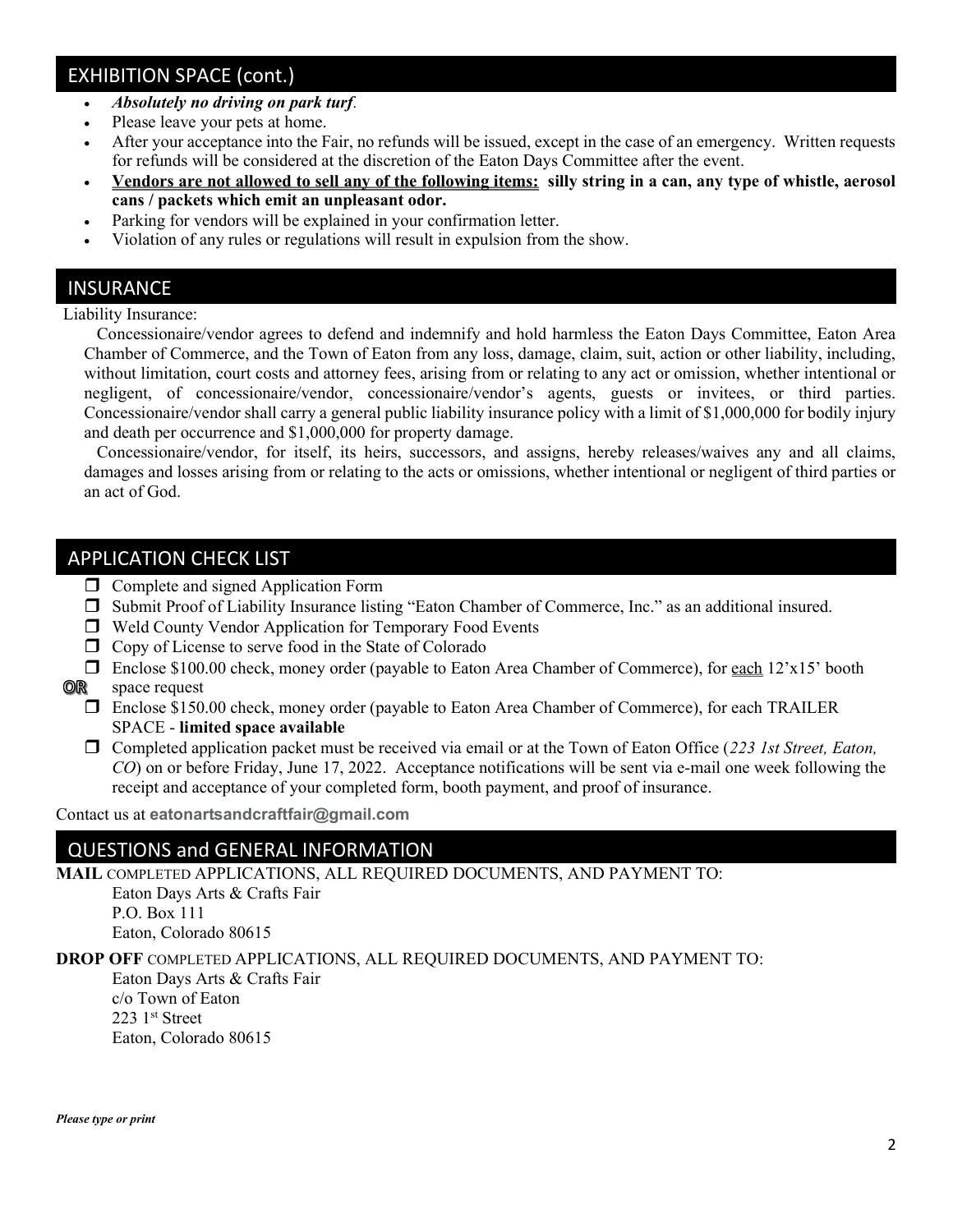## EXHIBITION SPACE (cont.)

- ***Absolutely no driving on park turf***.
- Please leave your pets at home.
- After your acceptance into the Fair, no refunds will be issued, except in the case of an emergency. Written requests for refunds will be considered at the discretion of the Eaton Days Committee after the event.
- **Vendors are not allowed to sell any of the following items: silly string in a can, any type of whistle, aerosol cans / packets which emit an unpleasant odor.**
- Parking for vendors will be explained in your confirmation letter.
- Violation of any rules or regulations will result in expulsion from the show.

## INSURANCE

Liability Insurance:

Concessionaire/vendor agrees to defend and indemnify and hold harmless the Eaton Days Committee, Eaton Area Chamber of Commerce, and the Town of Eaton from any loss, damage, claim, suit, action or other liability, including, without limitation, court costs and attorney fees, arising from or relating to any act or omission, whether intentional or negligent, of concessionaire/vendor, concessionaire/vendor's agents, guests or invitees, or third parties. Concessionaire/vendor shall carry a general public liability insurance policy with a limit of $1,000,000 for bodily injury and death per occurrence and $1,000,000 for property damage.

Concessionaire/vendor, for itself, its heirs, successors, and assigns, hereby releases/waives any and all claims, damages and losses arising from or relating to the acts or omissions, whether intentional or negligent of third parties or an act of God.

## APPLICATION CHECK LIST

- ☐ Complete and signed Application Form
- ☐ Submit Proof of Liability Insurance listing "Eaton Chamber of Commerce, Inc." as an additional insured.
- ☐ Weld County Vendor Application for Temporary Food Events
- ☐ Copy of License to serve food in the State of Colorado
- ☐ Enclose $100.00 check, money order (payable to Eaton Area Chamber of Commerce), for each 12'x15' booth space request

**OR**

- ☐ Enclose $150.00 check, money order (payable to Eaton Area Chamber of Commerce), for each TRAILER SPACE - **limited space available**
- ☐ Completed application packet must be received via email or at the Town of Eaton Office (*223 1st Street, Eaton, CO*) on or before Friday, June 17, 2022. Acceptance notifications will be sent via e-mail one week following the receipt and acceptance of your completed form, booth payment, and proof of insurance.

Contact us at **eatonartsandcraftfair@gmail.com**

## QUESTIONS and GENERAL INFORMATION

**MAIL** COMPLETED APPLICATIONS, ALL REQUIRED DOCUMENTS, AND PAYMENT TO:

Eaton Days Arts & Crafts Fair
P.O. Box 111
Eaton, Colorado 80615

**DROP OFF** COMPLETED APPLICATIONS, ALL REQUIRED DOCUMENTS, AND PAYMENT TO:

Eaton Days Arts & Crafts Fair
c/o Town of Eaton
223 1st Street
Eaton, Colorado 80615

***Please type or print***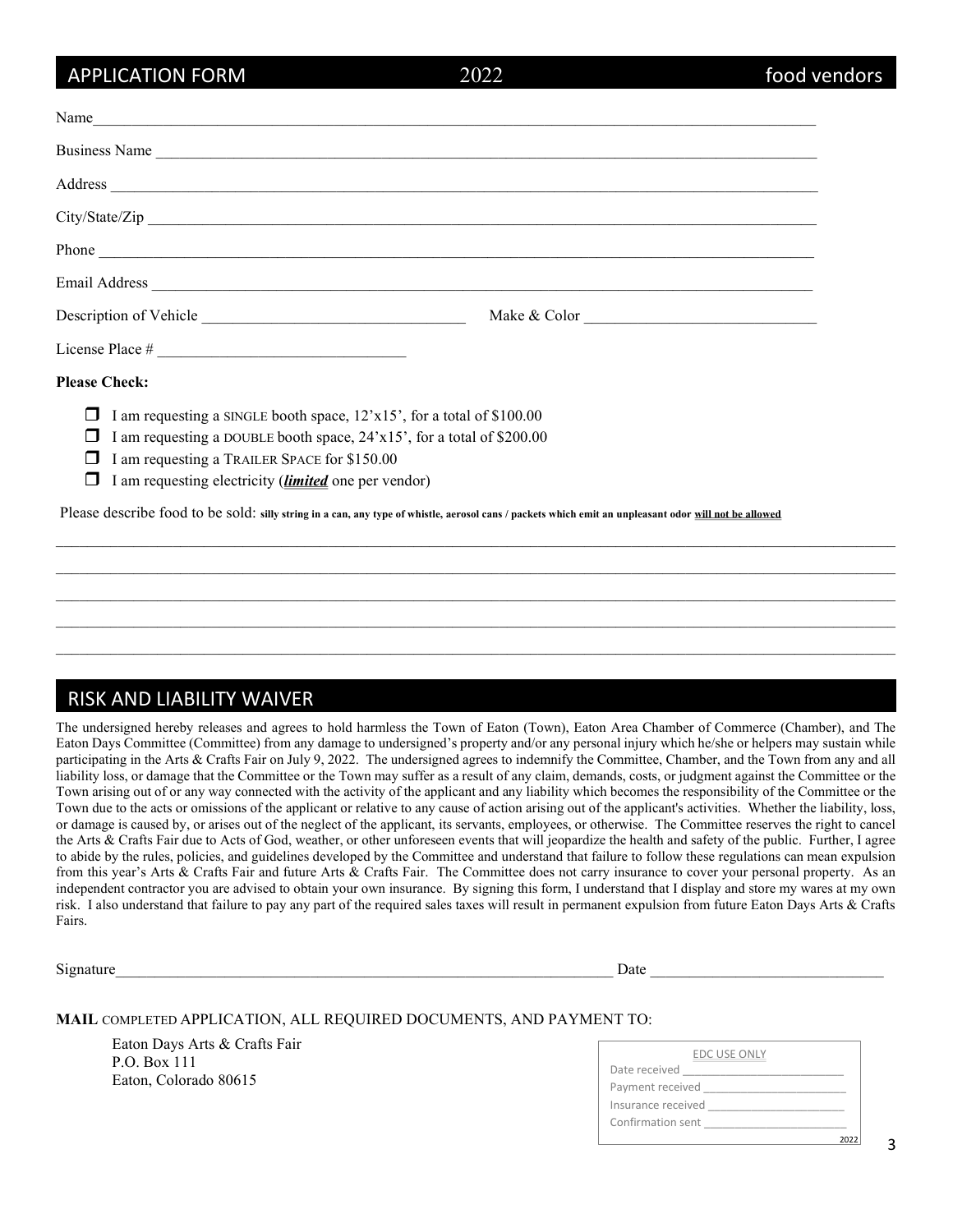## APPLICATION FORM 2022 food vendors

Name\_\_\_\_\_\_\_\_\_\_\_\_\_\_\_\_\_\_\_\_\_\_\_\_\_\_\_\_\_\_\_\_\_\_\_\_\_\_\_\_

Business Name \_\_\_\_\_\_\_\_\_\_\_\_\_\_\_\_\_\_\_\_\_\_\_\_\_\_\_\_\_\_\_\_\_\_\_\_

Address \_\_\_\_\_\_\_\_\_\_\_\_\_\_\_\_\_\_\_\_\_\_\_\_\_\_\_\_\_\_\_\_\_\_\_\_\_\_\_

City/State/Zip \_\_\_\_\_\_\_\_\_\_\_\_\_\_\_\_\_\_\_\_\_\_\_\_\_\_\_\_\_\_\_\_\_\_\_

Phone \_\_\_\_\_\_\_\_\_\_\_\_\_\_\_\_\_\_\_\_\_\_\_\_\_\_\_\_\_\_\_\_\_\_\_\_\_\_\_\_

Email Address \_\_\_\_\_\_\_\_\_\_\_\_\_\_\_\_\_\_\_\_\_\_\_\_\_\_\_\_\_\_\_\_\_\_\_

Description of Vehicle \_\_\_\_\_\_\_\_\_\_\_\_\_\_\_\_\_\_\_\_ Make & Color \_\_\_\_\_\_\_\_\_\_\_\_\_\_\_\_\_\_\_\_

License Place # \_\_\_\_\_\_\_\_\_\_\_\_\_\_\_\_\_\_\_\_

**Please Check:**

- ☐ I am requesting a SINGLE booth space, 12'x15', for a total of $100.00
- ☐ I am requesting a DOUBLE booth space, 24'x15', for a total of $200.00
- ☐ I am requesting a TRAILER SPACE for $150.00
- ☐ I am requesting electricity (***limited*** one per vendor)

Please describe food to be sold: **silly string in a can, any type of whistle, aerosol cans / packets which emit an unpleasant odor will not be allowed**

\_\_\_\_\_\_\_\_\_\_\_\_\_\_\_\_\_\_\_\_\_\_\_\_\_\_\_\_\_\_\_\_\_\_\_\_\_\_\_\_\_\_\_\_\_\_\_\_\_\_\_\_\_\_

\_\_\_\_\_\_\_\_\_\_\_\_\_\_\_\_\_\_\_\_\_\_\_\_\_\_\_\_\_\_\_\_\_\_\_\_\_\_\_\_\_\_\_\_\_\_\_\_\_\_\_\_\_\_

\_\_\_\_\_\_\_\_\_\_\_\_\_\_\_\_\_\_\_\_\_\_\_\_\_\_\_\_\_\_\_\_\_\_\_\_\_\_\_\_\_\_\_\_\_\_\_\_\_\_\_\_\_\_

\_\_\_\_\_\_\_\_\_\_\_\_\_\_\_\_\_\_\_\_\_\_\_\_\_\_\_\_\_\_\_\_\_\_\_\_\_\_\_\_\_\_\_\_\_\_\_\_\_\_\_\_\_\_

\_\_\_\_\_\_\_\_\_\_\_\_\_\_\_\_\_\_\_\_\_\_\_\_\_\_\_\_\_\_\_\_\_\_\_\_\_\_\_\_\_\_\_\_\_\_\_\_\_\_\_\_\_\_

## RISK AND LIABILITY WAIVER

The undersigned hereby releases and agrees to hold harmless the Town of Eaton (Town), Eaton Area Chamber of Commerce (Chamber), and The Eaton Days Committee (Committee) from any damage to undersigned's property and/or any personal injury which he/she or helpers may sustain while participating in the Arts & Crafts Fair on July 9, 2022. The undersigned agrees to indemnify the Committee, Chamber, and the Town from any and all liability loss, or damage that the Committee or the Town may suffer as a result of any claim, demands, costs, or judgment against the Committee or the Town arising out of or any way connected with the activity of the applicant and any liability which becomes the responsibility of the Committee or the Town due to the acts or omissions of the applicant or relative to any cause of action arising out of the applicant's activities. Whether the liability, loss, or damage is caused by, or arises out of the neglect of the applicant, its servants, employees, or otherwise. The Committee reserves the right to cancel the Arts & Crafts Fair due to Acts of God, weather, or other unforeseen events that will jeopardize the health and safety of the public. Further, I agree to abide by the rules, policies, and guidelines developed by the Committee and understand that failure to follow these regulations can mean expulsion from this year's Arts & Crafts Fair and future Arts & Crafts Fair. The Committee does not carry insurance to cover your personal property. As an independent contractor you are advised to obtain your own insurance. By signing this form, I understand that I display and store my wares at my own risk. I also understand that failure to pay any part of the required sales taxes will result in permanent expulsion from future Eaton Days Arts & Crafts Fairs.

Signature\_\_\_\_\_\_\_\_\_\_\_\_\_\_\_\_\_\_\_\_\_\_\_\_\_\_\_\_\_\_\_\_\_\_\_\_ Date \_\_\_\_\_\_\_\_\_\_\_\_\_\_\_\_\_\_\_\_

**MAIL** COMPLETED APPLICATION, ALL REQUIRED DOCUMENTS, AND PAYMENT TO:

Eaton Days Arts & Crafts Fair
P.O. Box 111
Eaton, Colorado 80615

EDC USE ONLY
Date received \_\_\_\_\_\_\_\_\_\_\_\_\_\_\_\_
Payment received \_\_\_\_\_\_\_\_\_\_\_\_\_\_\_\_
Insurance received \_\_\_\_\_\_\_\_\_\_\_\_\_\_\_\_
Confirmation sent \_\_\_\_\_\_\_\_\_\_\_\_\_\_\_\_
2022